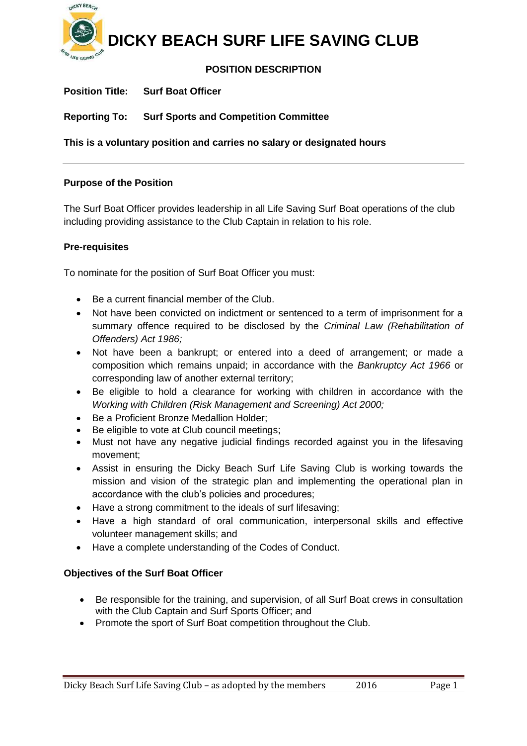# DICKY BEACH SURF LIFE SAVING CLUB

## POSITION DESCRIPTION

**Position Title:** **Surf Boat Officer**

**Reporting To:** **Surf Sports and Competition Committee**

**This is a voluntary position and carries no salary or designated hours**

---

### Purpose of the Position

The Surf Boat Officer provides leadership in all Life Saving Surf Boat operations of the club including providing assistance to the Club Captain in relation to his role.

### Pre-requisites

To nominate for the position of Surf Boat Officer you must:

- Be a current financial member of the Club.
- Not have been convicted on indictment or sentenced to a term of imprisonment for a summary offence required to be disclosed by the *Criminal Law (Rehabilitation of Offenders) Act 1986;*
- Not have been a bankrupt; or entered into a deed of arrangement; or made a composition which remains unpaid; in accordance with the *Bankruptcy Act 1966* or corresponding law of another external territory;
- Be eligible to hold a clearance for working with children in accordance with the *Working with Children (Risk Management and Screening) Act 2000;*
- Be a Proficient Bronze Medallion Holder;
- Be eligible to vote at Club council meetings;
- Must not have any negative judicial findings recorded against you in the lifesaving movement;
- Assist in ensuring the Dicky Beach Surf Life Saving Club is working towards the mission and vision of the strategic plan and implementing the operational plan in accordance with the club's policies and procedures;
- Have a strong commitment to the ideals of surf lifesaving;
- Have a high standard of oral communication, interpersonal skills and effective volunteer management skills; and
- Have a complete understanding of the Codes of Conduct.

### Objectives of the Surf Boat Officer

- Be responsible for the training, and supervision, of all Surf Boat crews in consultation with the Club Captain and Surf Sports Officer; and
- Promote the sport of Surf Boat competition throughout the Club.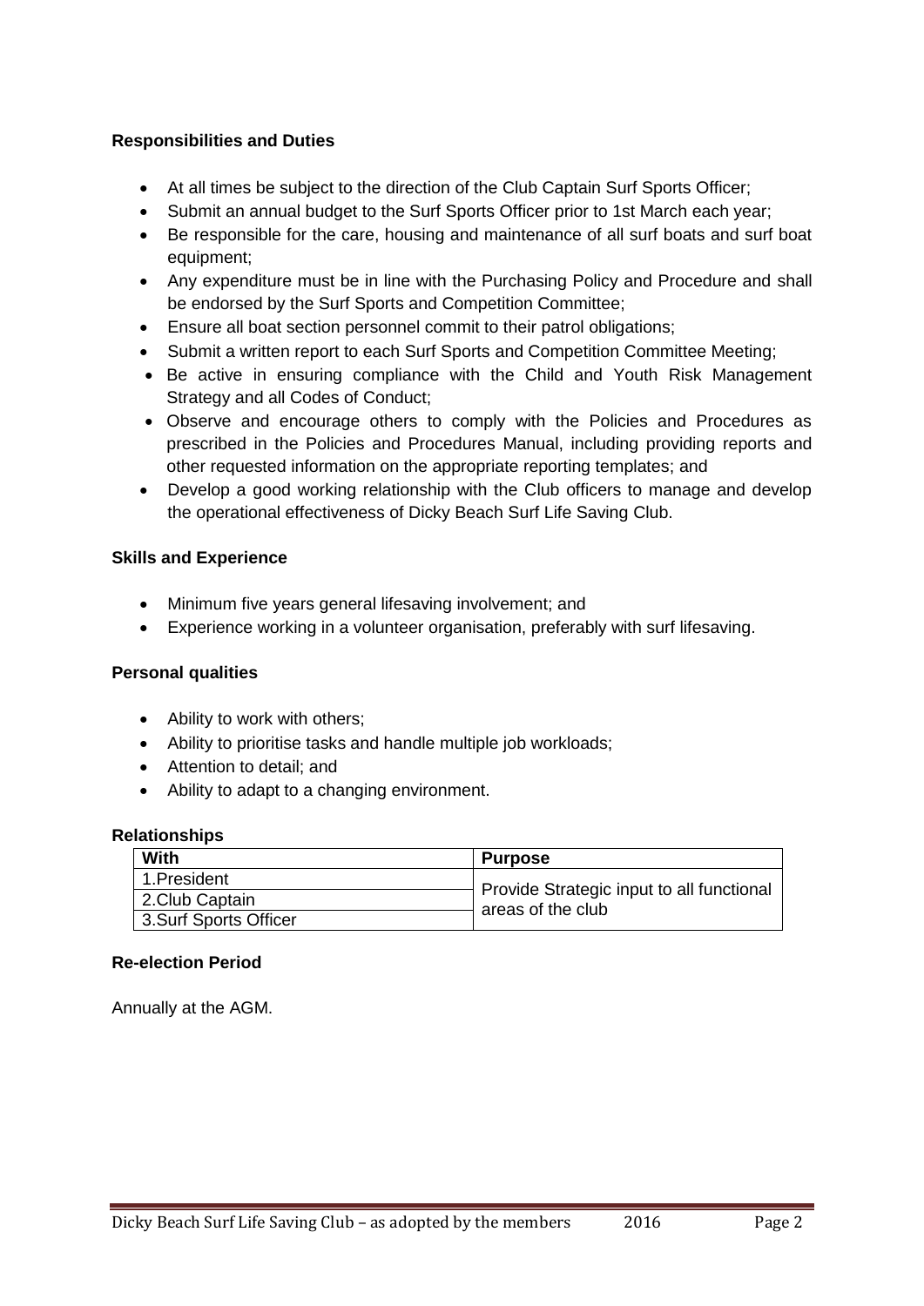**Responsibilities and Duties**

- At all times be subject to the direction of the Club Captain Surf Sports Officer;
- Submit an annual budget to the Surf Sports Officer prior to 1st March each year;
- Be responsible for the care, housing and maintenance of all surf boats and surf boat equipment;
- Any expenditure must be in line with the Purchasing Policy and Procedure and shall be endorsed by the Surf Sports and Competition Committee;
- Ensure all boat section personnel commit to their patrol obligations;
- Submit a written report to each Surf Sports and Competition Committee Meeting;
- Be active in ensuring compliance with the Child and Youth Risk Management Strategy and all Codes of Conduct;
- Observe and encourage others to comply with the Policies and Procedures as prescribed in the Policies and Procedures Manual, including providing reports and other requested information on the appropriate reporting templates; and
- Develop a good working relationship with the Club officers to manage and develop the operational effectiveness of Dicky Beach Surf Life Saving Club.

**Skills and Experience**

- Minimum five years general lifesaving involvement; and
- Experience working in a volunteer organisation, preferably with surf lifesaving.

**Personal qualities**

- Ability to work with others;
- Ability to prioritise tasks and handle multiple job workloads;
- Attention to detail; and
- Ability to adapt to a changing environment.

**Relationships**

| With | Purpose |
|---|---|
| 1.President | Provide Strategic input to all functional areas of the club |
| 2.Club Captain | |
| 3.Surf Sports Officer | |

**Re-election Period**

Annually at the AGM.